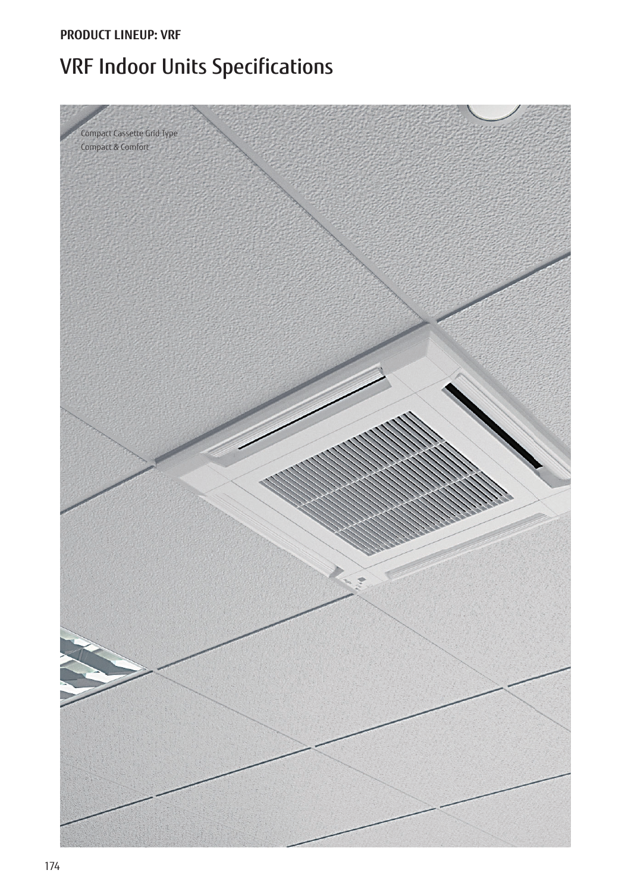**PRODUCT LINEUP: VRF**

# VRF Indoor Units Specifications

Compact Cassette Grid Type
Compact & Comfort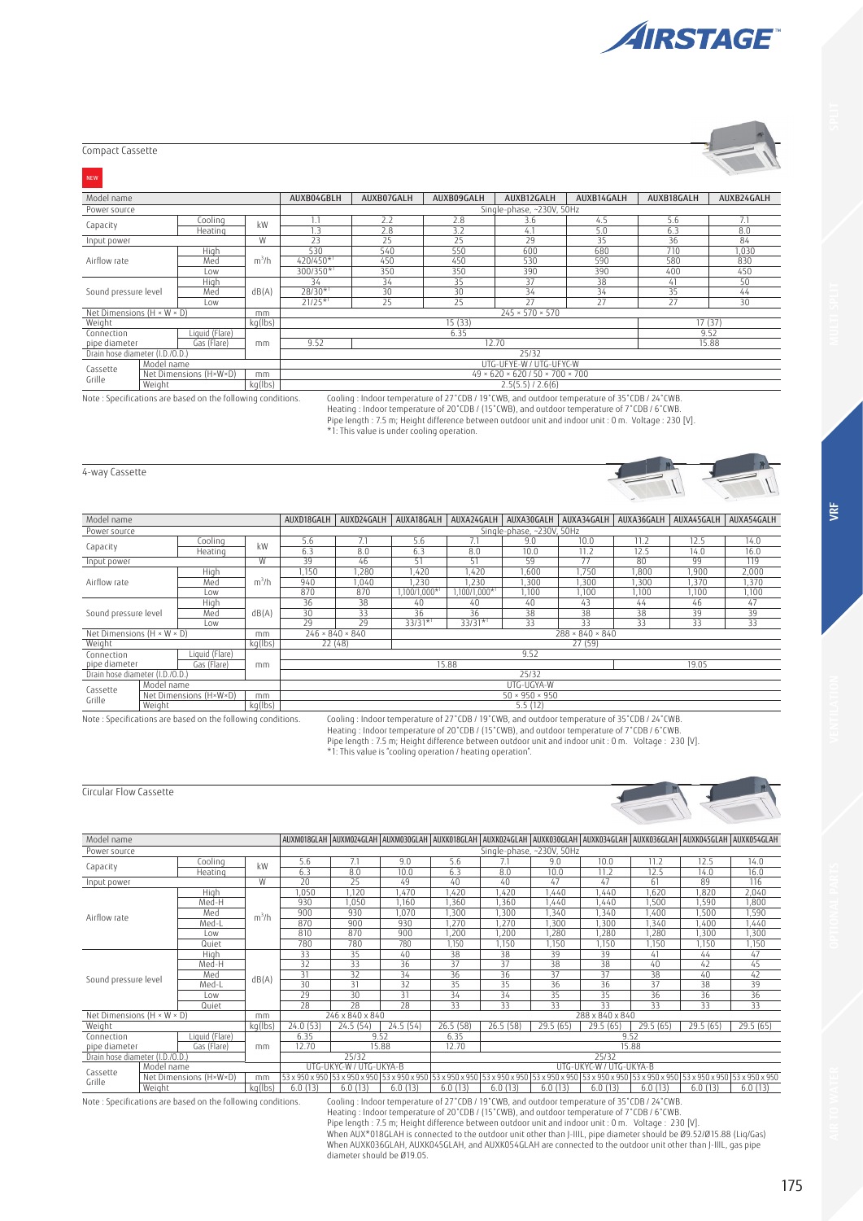## Compact Cassette

NEW

| Model name | | | AUXB04GBLH | AUXB07GALH | AUXB09GALH | AUXB12GALH | AUXB14GALH | AUXB18GALH | AUXB24GALH |
|---|---|---|---|---|---|---|---|---|---|
| Power source | | | Single-phase, ~230V, 50Hz | | | | | | |
| Capacity | Cooling | kW | 1.1 | 2.2 | 2.8 | 3.6 | 4.5 | 5.6 | 7.1 |
| | Heating | | 1.3 | 2.8 | 3.2 | 4.1 | 5.0 | 6.3 | 8.0 |
| Input power | | W | 23 | 25 | 25 | 29 | 35 | 36 | 84 |
| Airflow rate | High | m³/h | 530 | 540 | 550 | 600 | 680 | 710 | 1,030 |
| | Med | | 420/450*1 | 450 | 450 | 530 | 590 | 580 | 830 |
| | Low | | 300/350*1 | 350 | 350 | 390 | 390 | 400 | 450 |
| Sound pressure level | High | dB(A) | 34 | 34 | 35 | 37 | 38 | 41 | 50 |
| | Med | | 28/30*1 | 30 | 30 | 34 | 34 | 35 | 44 |
| | Low | | 21/25*1 | 25 | 25 | 27 | 27 | 27 | 30 |
| Net Dimensions (H × W × D) | | mm | 245 × 570 × 570 | | | | | | |
| Weight | | kg(lbs) | 15 (33) | | | | | 17 (37) | |
| Connection pipe diameter | Liquid (Flare) | mm | 6.35 | | | | | 9.52 | |
| | Gas (Flare) | | 9.52 | 12.70 | | | | 15.88 | |
| Drain hose diameter (I.D./O.D.) | | | 25/32 | | | | | | |
| Cassette Grille | Model name | | UTG-UFYE-W / UTG-UFYC-W | | | | | | |
| | Net Dimensions (H×W×D) | mm | 49 × 620 × 620 / 50 × 700 × 700 | | | | | | |
| | Weight | kg(lbs) | 2.5(5.5) / 2.6(6) | | | | | | |

Note : Specifications are based on the following conditions.
Cooling : Indoor temperature of 27°CDB / 19°CWB, and outdoor temperature of 35°CDB / 24°CWB.
Heating : Indoor temperature of 20°CDB / (15°CWB), and outdoor temperature of 7°CDB / 6°CWB.
Pipe length : 7.5 m; Height difference between outdoor unit and indoor unit : 0 m. Voltage : 230 [V].
*1: This value is under cooling operation.

## 4-way Cassette

| Model name | | | AUXD18GALH | AUXD24GALH | AUXA18GALH | AUXA24GALH | AUXA30GALH | AUXA34GALH | AUXA36GALH | AUXA45GALH | AUXA54GALH |
|---|---|---|---|---|---|---|---|---|---|---|---|
| Power source | | | Single-phase, ~230V, 50Hz | | | | | | | | |
| Capacity | Cooling | kW | 5.6 | 7.1 | 5.6 | 7.1 | 9.0 | 10.0 | 11.2 | 12.5 | 14.0 |
| | Heating | | 6.3 | 8.0 | 6.3 | 8.0 | 10.0 | 11.2 | 12.5 | 14.0 | 16.0 |
| Input power | | W | 39 | 46 | 51 | 51 | 59 | 77 | 80 | 99 | 119 |
| Airflow rate | High | m³/h | 1,150 | 1,280 | 1,420 | 1,420 | 1,600 | 1,750 | 1,800 | 1,900 | 2,000 |
| | Med | | 940 | 1,040 | 1,230 | 1,230 | 1,300 | 1,300 | 1,300 | 1,370 | 1,370 |
| | Low | | 870 | 870 | 1,100/1,000*1 | 1,100/1,000*1 | 1,100 | 1,100 | 1,100 | 1,100 | 1,100 |
| Sound pressure level | High | dB(A) | 36 | 38 | 40 | 40 | 40 | 43 | 44 | 46 | 47 |
| | Med | | 30 | 33 | 36 | 36 | 38 | 38 | 38 | 39 | 39 |
| | Low | | 29 | 29 | 33/31*1 | 33/31*1 | 33 | 33 | 33 | 33 | 33 |
| Net Dimensions (H × W × D) | | mm | 246 × 840 × 840 | | 288 × 840 × 840 | | | | | | |
| Weight | | kg(lbs) | 22 (48) | | 27 (59) | | | | | | |
| Connection pipe diameter | Liquid (Flare) | mm | 9.52 | | | | | | | | |
| | Gas (Flare) | | 15.88 | | | | | | 19.05 | | |
| Drain hose diameter (I.D./O.D.) | | | 25/32 | | | | | | | | |
| Cassette Grille | Model name | | UTG-UGYA-W | | | | | | | | |
| | Net Dimensions (H×W×D) | mm | 50 × 950 × 950 | | | | | | | | |
| | Weight | kg(lbs) | 5.5 (12) | | | | | | | | |

Note : Specifications are based on the following conditions.
Cooling : Indoor temperature of 27°CDB / 19°CWB, and outdoor temperature of 35°CDB / 24°CWB.
Heating : Indoor temperature of 20°CDB / (15°CWB), and outdoor temperature of 7°CDB / 6°CWB.
Pipe length : 7.5 m; Height difference between outdoor unit and indoor unit : 0 m. Voltage : 230 [V].
*1: This value is "cooling operation / heating operation".

## Circular Flow Cassette

| Model name | | | AUXM018GLAH | AUXM024GLAH | AUXM030GLAH | AUXK018GLAH | AUXK024GLAH | AUXK030GLAH | AUXK034GLAH | AUXK036GLAH | AUXK045GLAH | AUXK054GLAH |
|---|---|---|---|---|---|---|---|---|---|---|---|---|
| Power source | | | Single-phase, ~230V, 50Hz | | | | | | | | | |
| Capacity | Cooling | kW | 5.6 | 7.1 | 9.0 | 5.6 | 7.1 | 9.0 | 10.0 | 11.2 | 12.5 | 14.0 |
| | Heating | | 6.3 | 8.0 | 10.0 | 6.3 | 8.0 | 10.0 | 11.2 | 12.5 | 14.0 | 16.0 |
| Input power | | W | 20 | 25 | 49 | 40 | 40 | 47 | 47 | 61 | 89 | 116 |
| Airflow rate | High | m³/h | 1,050 | 1,120 | 1,470 | 1,420 | 1,420 | 1,440 | 1,440 | 1,620 | 1,820 | 2,040 |
| | Med-H | | 930 | 1,050 | 1,160 | 1,360 | 1,360 | 1,440 | 1,440 | 1,500 | 1,590 | 1,800 |
| | Med | | 900 | 930 | 1,070 | 1,300 | 1,300 | 1,340 | 1,340 | 1,400 | 1,500 | 1,590 |
| | Med-L | | 870 | 900 | 930 | 1,270 | 1,270 | 1,300 | 1,300 | 1,340 | 1,400 | 1,440 |
| | Low | | 810 | 870 | 900 | 1,200 | 1,200 | 1,280 | 1,280 | 1,280 | 1,300 | 1,300 |
| | Quiet | | 780 | 780 | 780 | 1,150 | 1,150 | 1,150 | 1,150 | 1,150 | 1,150 | 1,150 |
| Sound pressure level | High | dB(A) | 33 | 35 | 40 | 38 | 38 | 39 | 39 | 41 | 44 | 47 |
| | Med-H | | 32 | 33 | 36 | 37 | 37 | 38 | 38 | 40 | 42 | 45 |
| | Med | | 31 | 32 | 34 | 36 | 36 | 37 | 37 | 38 | 40 | 42 |
| | Med-L | | 30 | 31 | 32 | 35 | 35 | 36 | 36 | 37 | 38 | 39 |
| | Low | | 29 | 30 | 31 | 34 | 34 | 35 | 35 | 36 | 36 | 36 |
| | Quiet | | 28 | 28 | 28 | 33 | 33 | 33 | 33 | 33 | 33 | 33 |
| Net Dimensions (H × W × D) | | mm | 246 x 840 x 840 | | | 288 x 840 x 840 | | | | | | |
| Weight | | kg(lbs) | 24.0 (53) | 24.5 (54) | 24.5 (54) | 26.5 (58) | 26.5 (58) | 29.5 (65) | 29.5 (65) | 29.5 (65) | 29.5 (65) | 29.5 (65) |
| Connection pipe diameter | Liquid (Flare) | mm | 6.35 | 9.52 | | 6.35 | 9.52 | | | | | |
| | Gas (Flare) | | 12.70 | 15.88 | | 12.70 | 15.88 | | | | | |
| Drain hose diameter (I.D./O.D.) | | | 25/32 | | | 25/32 | | | | | | |
| Cassette Grille | Model name | | UTG-UKYC-W / UTG-UKYA-B | | | UTG-UKYC-W / UTG-UKYA-B | | | | | | |
| | Net Dimensions (H×W×D) | mm | 53 x 950 x 950 | 53 x 950 x 950 | 53 x 950 x 950 | 53 x 950 x 950 | 53 x 950 x 950 | 53 x 950 x 950 | 53 x 950 x 950 | 53 x 950 x 950 | 53 x 950 x 950 | 53 x 950 x 950 |
| | Weight | kg(lbs) | 6.0 (13) | 6.0 (13) | 6.0 (13) | 6.0 (13) | 6.0 (13) | 6.0 (13) | 6.0 (13) | 6.0 (13) | 6.0 (13) | 6.0 (13) |

Note : Specifications are based on the following conditions.
Cooling : Indoor temperature of 27°CDB / 19°CWB, and outdoor temperature of 35°CDB / 24°CWB.
Heating : Indoor temperature of 20°CDB / (15°CWB), and outdoor temperature of 7°CDB / 6°CWB.
Pipe length : 7.5 m; Height difference between outdoor unit and indoor unit : 0 m. Voltage : 230 [V].
When AUX*018GLAH is connected to the outdoor unit other than J-IIIL, pipe diameter should be Ø9.52/Ø15.88 (Liq/Gas)
When AUXK036GLAH, AUXK045GLAH, and AUXK054GLAH are connected to the outdoor unit other than J-IIIL, gas pipe diameter should be Ø19.05.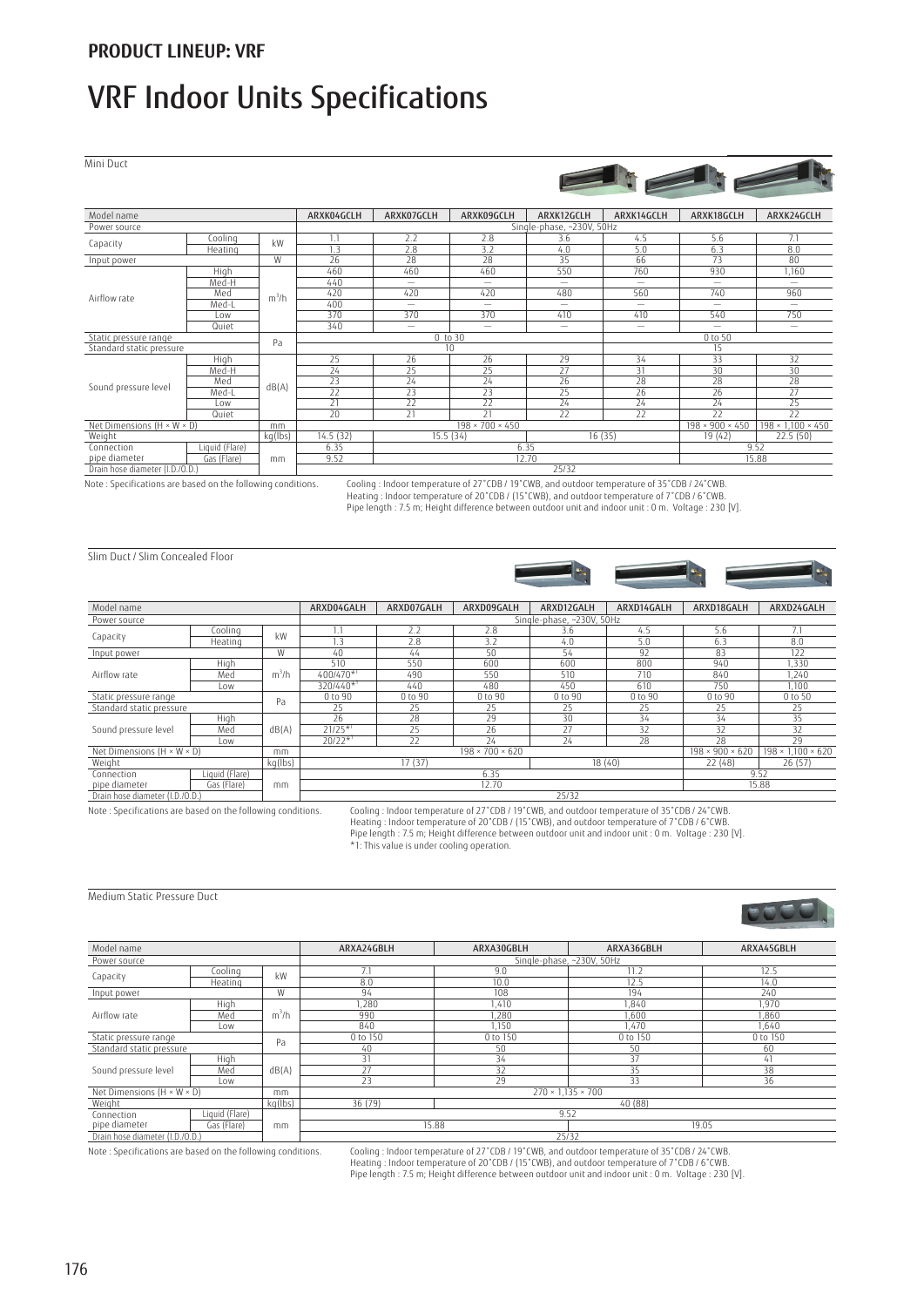## PRODUCT LINEUP: VRF

# VRF Indoor Units Specifications

### Mini Duct

| Model name | | | ARXK04GCLH | ARXK07GCLH | ARXK09GCLH | ARXK12GCLH | ARXK14GCLH | ARXK18GCLH | ARXK24GCLH |
|---|---|---|---|---|---|---|---|---|---|
| Power source | | | Single-phase, ~230V, 50Hz | | | | | | |
| Capacity | Cooling | kW | 1.1 | 2.2 | 2.8 | 3.6 | 4.5 | 5.6 | 7.1 |
| | Heating | | 1.3 | 2.8 | 3.2 | 4.0 | 5.0 | 6.3 | 8.0 |
| Input power | | W | 26 | 28 | 28 | 35 | 66 | 73 | 80 |
| Airflow rate | High | $m^3/h$ | 460 | 460 | 460 | 550 | 760 | 930 | 1,160 |
| | Med-H | | 440 | — | — | — | — | — | — |
| | Med | | 420 | 420 | 420 | 480 | 560 | 740 | 960 |
| | Med-L | | 400 | — | — | — | — | — | — |
| | Low | | 370 | 370 | 370 | 410 | 410 | 540 | 750 |
| | Quiet | | 340 | — | — | — | — | — | — |
| Static pressure range | | Pa | 0 to 30 | | | | | 0 to 50 | |
| Standard static pressure | | | 10 | | | | | 15 | |
| Sound pressure level | High | dB(A) | 25 | 26 | 26 | 29 | 34 | 33 | 32 |
| | Med-H | | 24 | 25 | 25 | 27 | 31 | 30 | 30 |
| | Med | | 23 | 24 | 24 | 26 | 28 | 28 | 28 |
| | Med-L | | 22 | 23 | 23 | 25 | 26 | 26 | 27 |
| | Low | | 21 | 22 | 22 | 24 | 24 | 24 | 25 |
| | Quiet | | 20 | 21 | 21 | 22 | 22 | 22 | 22 |
| Net Dimensions (H × W × D) | | mm | 198 × 700 × 450 | | | | | 198 × 900 × 450 | 198 × 1,100 × 450 |
| Weight | | kg(lbs) | 14.5 (32) | 15.5 (34) | | 16 (35) | | 19 (42) | 22.5 (50) |
| Connection pipe diameter | Liquid (Flare) | mm | 6.35 | | | | | 9.52 | |
| | Gas (Flare) | | 9.52 | 12.70 | | | | 15.88 | |
| Drain hose diameter (I.D./O.D.) | | | 25/32 | | | | | | |

Note : Specifications are based on the following conditions. Cooling : Indoor temperature of 27°CDB / 19°CWB, and outdoor temperature of 35°CDB / 24°CWB.
Heating : Indoor temperature of 20°CDB / (15°CWB), and outdoor temperature of 7°CDB / 6°CWB.
Pipe length : 7.5 m; Height difference between outdoor unit and indoor unit : 0 m. Voltage : 230 [V].

### Slim Duct / Slim Concealed Floor

| Model name | | | ARXD04GALH | ARXD07GALH | ARXD09GALH | ARXD12GALH | ARXD14GALH | ARXD18GALH | ARXD24GALH |
|---|---|---|---|---|---|---|---|---|---|
| Power source | | | Single-phase, ~230V, 50Hz | | | | | | |
| Capacity | Cooling | kW | 1.1 | 2.2 | 2.8 | 3.6 | 4.5 | 5.6 | 7.1 |
| | Heating | | 1.3 | 2.8 | 3.2 | 4.0 | 5.0 | 6.3 | 8.0 |
| Input power | | W | 40 | 44 | 50 | 54 | 92 | 83 | 122 |
| Airflow rate | High | $m^3/h$ | 510 | 550 | 600 | 600 | 800 | 940 | 1,330 |
| | Med | | 400/470*1 | 490 | 550 | 510 | 710 | 840 | 1,240 |
| | Low | | 320/440*1 | 440 | 480 | 450 | 610 | 750 | 1,100 |
| Static pressure range | | Pa | 0 to 90 | 0 to 90 | 0 to 90 | 0 to 90 | 0 to 90 | 0 to 90 | 0 to 50 |
| Standard static pressure | | | 25 | 25 | 25 | 25 | 25 | 25 | 25 |
| Sound pressure level | High | dB(A) | 26 | 28 | 29 | 30 | 34 | 34 | 35 |
| | Med | | 21/25*1 | 25 | 26 | 27 | 32 | 32 | 32 |
| | Low | | 20/22*1 | 22 | 24 | 24 | 28 | 28 | 29 |
| Net Dimensions (H × W × D) | | mm | 198 × 700 × 620 | | | | | 198 × 900 × 620 | 198 × 1,100 × 620 |
| Weight | | kg(lbs) | 17 (37) | | | 18 (40) | | 22 (48) | 26 (57) |
| Connection pipe diameter | Liquid (Flare) | mm | 6.35 | | | | | 9.52 | |
| | Gas (Flare) | | 12.70 | | | | | 15.88 | |
| Drain hose diameter (I.D./O.D.) | | | 25/32 | | | | | | |

Note : Specifications are based on the following conditions. Cooling : Indoor temperature of 27°CDB / 19°CWB, and outdoor temperature of 35°CDB / 24°CWB.
Heating : Indoor temperature of 20°CDB / (15°CWB), and outdoor temperature of 7°CDB / 6°CWB.
Pipe length : 7.5 m; Height difference between outdoor unit and indoor unit : 0 m. Voltage : 230 [V].
*1: This value is under cooling operation.

### Medium Static Pressure Duct

| Model name | | | ARXA24GBLH | ARXA30GBLH | ARXA36GBLH | ARXA45GBLH |
|---|---|---|---|---|---|---|
| Power source | | | Single-phase, ~230V, 50Hz | | | |
| Capacity | Cooling | kW | 7.1 | 9.0 | 11.2 | 12.5 |
| | Heating | | 8.0 | 10.0 | 12.5 | 14.0 |
| Input power | | W | 94 | 108 | 194 | 240 |
| Airflow rate | High | $m^3/h$ | 1,280 | 1,410 | 1,840 | 1,970 |
| | Med | | 990 | 1,280 | 1,600 | 1,860 |
| | Low | | 840 | 1,150 | 1,470 | 1,640 |
| Static pressure range | | Pa | 0 to 150 | 0 to 150 | 0 to 150 | 0 to 150 |
| Standard static pressure | | | 40 | 50 | 50 | 60 |
| Sound pressure level | High | dB(A) | 31 | 34 | 37 | 41 |
| | Med | | 27 | 32 | 35 | 38 |
| | Low | | 23 | 29 | 33 | 36 |
| Net Dimensions (H × W × D) | | mm | 270 × 1,135 × 700 | | | |
| Weight | | kg(lbs) | 36 (79) | 40 (88) | | |
| Connection pipe diameter | Liquid (Flare) | mm | 9.52 | | | |
| | Gas (Flare) | | 15.88 | | 19.05 | |
| Drain hose diameter (I.D./O.D.) | | | 25/32 | | | |

Note : Specifications are based on the following conditions. Cooling : Indoor temperature of 27°CDB / 19°CWB, and outdoor temperature of 35°CDB / 24°CWB.
Heating : Indoor temperature of 20°CDB / (15°CWB), and outdoor temperature of 7°CDB / 6°CWB.
Pipe length : 7.5 m; Height difference between outdoor unit and indoor unit : 0 m. Voltage : 230 [V].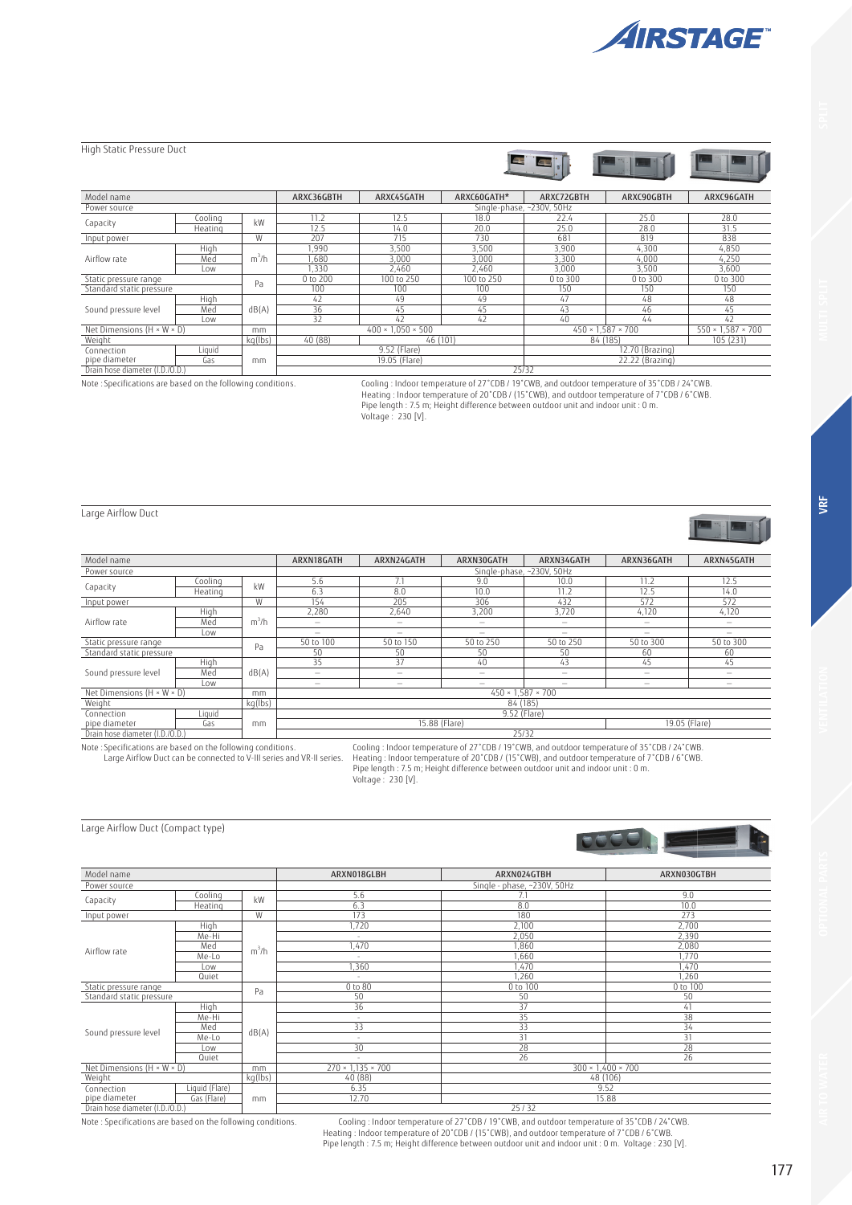## High Static Pressure Duct

| Model name | | | ARXC36GBTH | ARXC45GATH | ARXC60GATH* | ARXC72GBTH | ARXC90GBTH | ARXC96GATH |
|---|---|---|---|---|---|---|---|---|
| Power source | | | Single-phase, ~230V, 50Hz | | | | | |
| Capacity | Cooling | kW | 11.2 | 12.5 | 18.0 | 22.4 | 25.0 | 28.0 |
| | Heating | | 12.5 | 14.0 | 20.0 | 25.0 | 28.0 | 31.5 |
| Input power | | W | 207 | 715 | 730 | 681 | 819 | 838 |
| Airflow rate | High | $m^3/h$ | 1,990 | 3,500 | 3,500 | 3,900 | 4,300 | 4,850 |
| | Med | | 1,680 | 3,000 | 3,000 | 3,300 | 4,000 | 4,250 |
| | Low | | 1,330 | 2,460 | 2,460 | 3,000 | 3,500 | 3,600 |
| Static pressure range | | Pa | 0 to 200 | 100 to 250 | 100 to 250 | 0 to 300 | 0 to 300 | 0 to 300 |
| Standard static pressure | | | 100 | 100 | 100 | 150 | 150 | 150 |
| Sound pressure level | High | dB(A) | 42 | 49 | 49 | 47 | 48 | 48 |
| | Med | | 36 | 45 | 45 | 43 | 46 | 45 |
| | Low | | 32 | 42 | 42 | 40 | 44 | 42 |
| Net Dimensions (H × W × D) | | mm | 400 × 1,050 × 500 | | | 450 × 1,587 × 700 | | 550 × 1,587 × 700 |
| Weight | | kg(lbs) | 40 (88) | 46 (101) | | 84 (185) | | 105 (231) |
| Connection pipe diameter | Liquid | mm | 9.52 (Flare) | | | 12.70 (Brazing) | | |
| | Gas | | 19.05 (Flare) | | | 22.22 (Brazing) | | |
| Drain hose diameter (I.D./O.D.) | | | 25/32 | | | | | |

Note : Specifications are based on the following conditions.
Cooling : Indoor temperature of 27°CDB / 19°CWB, and outdoor temperature of 35°CDB / 24°CWB.
Heating : Indoor temperature of 20°CDB / (15°CWB), and outdoor temperature of 7°CDB / 6°CWB.
Pipe length : 7.5 m; Height difference between outdoor unit and indoor unit : 0 m.
Voltage : 230 [V].

## Large Airflow Duct

| Model name | | | ARXN18GATH | ARXN24GATH | ARXN30GATH | ARXN34GATH | ARXN36GATH | ARXN45GATH |
|---|---|---|---|---|---|---|---|---|
| Power source | | | Single-phase, ~230V, 50Hz | | | | | |
| Capacity | Cooling | kW | 5.6 | 7.1 | 9.0 | 10.0 | 11.2 | 12.5 |
| | Heating | | 6.3 | 8.0 | 10.0 | 11.2 | 12.5 | 14.0 |
| Input power | | W | 154 | 205 | 306 | 432 | 572 | 572 |
| Airflow rate | High | $m^3/h$ | 2,280 | 2,640 | 3,200 | 3,720 | 4,120 | 4,120 |
| | Med | | – | – | – | – | – | – |
| | Low | | – | – | – | – | – | – |
| Static pressure range | | Pa | 50 to 100 | 50 to 150 | 50 to 250 | 50 to 250 | 50 to 300 | 50 to 300 |
| Standard static pressure | | | 50 | 50 | 50 | 50 | 60 | 60 |
| Sound pressure level | High | dB(A) | 35 | 37 | 40 | 43 | 45 | 45 |
| | Med | | – | – | – | – | – | – |
| | Low | | – | – | – | – | – | – |
| Net Dimensions (H × W × D) | | mm | 450 × 1,587 × 700 | | | | | |
| Weight | | kg(lbs) | 84 (185) | | | | | |
| Connection pipe diameter | Liquid | mm | 9.52 (Flare) | | | | | |
| | Gas | | 15.88 (Flare) | | | | 19.05 (Flare) | |
| Drain hose diameter (I.D./O.D.) | | | 25/32 | | | | | |

Note : Specifications are based on the following conditions.
Large Airflow Duct can be connected to V-III series and VR-II series.
Cooling : Indoor temperature of 27°CDB / 19°CWB, and outdoor temperature of 35°CDB / 24°CWB.
Heating : Indoor temperature of 20°CDB / (15°CWB), and outdoor temperature of 7°CDB / 6°CWB.
Pipe length : 7.5 m; Height difference between outdoor unit and indoor unit : 0 m.
Voltage : 230 [V].

## Large Airflow Duct (Compact type)

| Model name | | | ARXN018GLBH | ARXN024GTBH | ARXN030GTBH |
|---|---|---|---|---|---|
| Power source | | | Single - phase, ~230V, 50Hz | | |
| Capacity | Cooling | kW | 5.6 | 7.1 | 9.0 |
| | Heating | | 6.3 | 8.0 | 10.0 |
| Input power | | W | 173 | 180 | 273 |
| Airflow rate | High | $m^3/h$ | 1,720 | 2,100 | 2,700 |
| | Me-Hi | | - | 2,050 | 2,390 |
| | Med | | 1,470 | 1,860 | 2,080 |
| | Me-Lo | | - | 1,660 | 1,770 |
| | Low | | 1,360 | 1,470 | 1,470 |
| | Quiet | | - | 1,260 | 1,260 |
| Static pressure range | | Pa | 0 to 80 | 0 to 100 | 0 to 100 |
| Standard static pressure | | | 50 | 50 | 50 |
| Sound pressure level | High | dB(A) | 36 | 37 | 41 |
| | Me-Hi | | - | 35 | 38 |
| | Med | | 33 | 33 | 34 |
| | Me-Lo | | - | 31 | 31 |
| | Low | | 30 | 28 | 28 |
| | Quiet | | - | 26 | 26 |
| Net Dimensions (H × W × D) | | mm | 270 × 1,135 × 700 | 300 × 1,400 × 700 | |
| Weight | | kg(lbs) | 40 (88) | 48 (106) | |
| Connection pipe diameter | Liquid (Flare) | mm | 6.35 | 9.52 | |
| | Gas (Flare) | | 12.70 | 15.88 | |
| Drain hose diameter (I.D./O.D.) | | | 25 / 32 | | |

Note : Specifications are based on the following conditions.
Cooling : Indoor temperature of 27°CDB / 19°CWB, and outdoor temperature of 35°CDB / 24°CWB.
Heating : Indoor temperature of 20°CDB / (15°CWB), and outdoor temperature of 7°CDB / 6°CWB.
Pipe length : 7.5 m; Height difference between outdoor unit and indoor unit : 0 m. Voltage : 230 [V].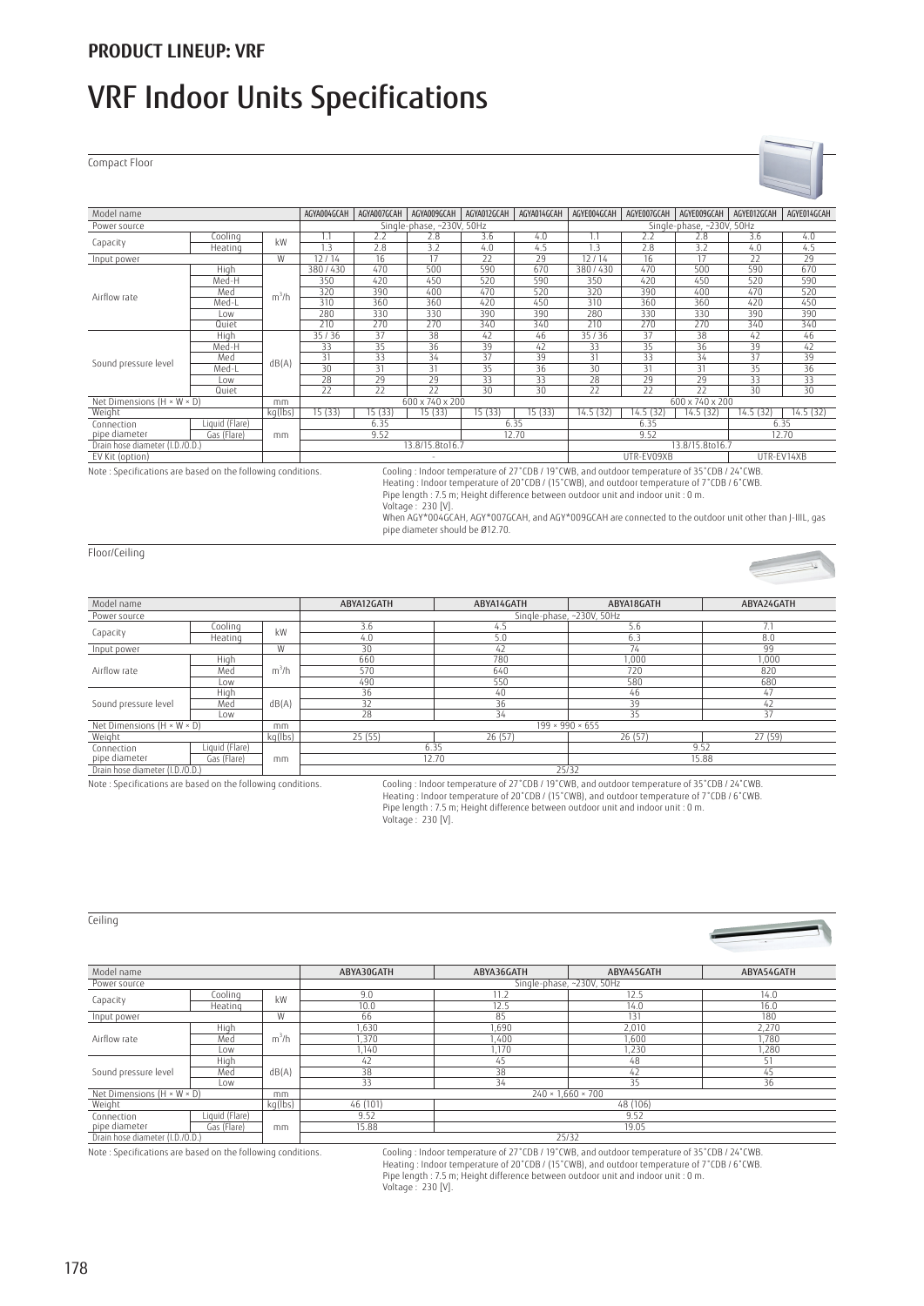## PRODUCT LINEUP: VRF

# VRF Indoor Units Specifications

### Compact Floor

| Model name | | | AGYA004GCAH | AGYA007GCAH | AGYA009GCAH | AGYA012GCAH | AGYA014GCAH | AGYE004GCAH | AGYE007GCAH | AGYE009GCAH | AGYE012GCAH | AGYE014GCAH |
|---|---|---|---|---|---|---|---|---|---|---|---|---|
| Power source | | | Single-phase, ~230V, 50Hz | | | | | Single-phase, ~230V, 50Hz | | | | |
| Capacity | Cooling | kW | 1.1 | 2.2 | 2.8 | 3.6 | 4.0 | 1.1 | 2.2 | 2.8 | 3.6 | 4.0 |
| | Heating | | 1.3 | 2.8 | 3.2 | 4.0 | 4.5 | 1.3 | 2.8 | 3.2 | 4.0 | 4.5 |
| Input power | | W | 12 / 14 | 16 | 17 | 22 | 29 | 12 / 14 | 16 | 17 | 22 | 29 |
| Airflow rate | High | $m^3/h$ | 380 / 430 | 470 | 500 | 590 | 670 | 380 / 430 | 470 | 500 | 590 | 670 |
| | Med-H | | 350 | 420 | 450 | 520 | 590 | 350 | 420 | 450 | 520 | 590 |
| | Med | | 320 | 390 | 400 | 470 | 520 | 320 | 390 | 400 | 470 | 520 |
| | Med-L | | 310 | 360 | 360 | 420 | 450 | 310 | 360 | 360 | 420 | 450 |
| | Low | | 280 | 330 | 330 | 390 | 390 | 280 | 330 | 330 | 390 | 390 |
| | Quiet | | 210 | 270 | 270 | 340 | 340 | 210 | 270 | 270 | 340 | 340 |
| Sound pressure level | High | dB(A) | 35 / 36 | 37 | 38 | 42 | 46 | 35 / 36 | 37 | 38 | 42 | 46 |
| | Med-H | | 33 | 35 | 36 | 39 | 42 | 33 | 35 | 36 | 39 | 42 |
| | Med | | 31 | 33 | 34 | 37 | 39 | 31 | 33 | 34 | 37 | 39 |
| | Med-L | | 30 | 31 | 31 | 35 | 36 | 30 | 31 | 31 | 35 | 36 |
| | Low | | 28 | 29 | 29 | 33 | 33 | 28 | 29 | 29 | 33 | 33 |
| | Quiet | | 22 | 22 | 22 | 30 | 30 | 22 | 22 | 22 | 30 | 30 |
| Net Dimensions (H × W × D) | | mm | 600 × 740 × 200 | | | | | 600 × 740 × 200 | | | | |
| Weight | | kg(lbs) | 15 (33) | 15 (33) | 15 (33) | 15 (33) | 15 (33) | 14.5 (32) | 14.5 (32) | 14.5 (32) | 14.5 (32) | 14.5 (32) |
| Connection pipe diameter | Liquid (Flare) | mm | 6.35 | | | 6.35 | | 6.35 | | | 6.35 | |
| | Gas (Flare) | | 9.52 | | | 12.70 | | 9.52 | | | 12.70 | |
| Drain hose diameter (I.D./O.D.) | | | 13.8/15.8to16.7 | | | | | 13.8/15.8to16.7 | | | | |
| EV Kit (option) | | | - | | | | | UTR-EV09XB | | | UTR-EV14XB | |

Note : Specifications are based on the following conditions.

Cooling : Indoor temperature of 27°CDB / 19°CWB, and outdoor temperature of 35°CDB / 24°CWB.
Heating : Indoor temperature of 20°CDB / (15°CWB), and outdoor temperature of 7°CDB / 6°CWB.
Pipe length : 7.5 m; Height difference between outdoor unit and indoor unit : 0 m.
Voltage : 230 [V].
When AGY*004GCAH, AGY*007GCAH, and AGY*009GCAH are connected to the outdoor unit other than J-IIIL, gas pipe diameter should be Ø12.70.

### Floor/Ceiling

| Model name | | | ABYA12GATH | ABYA14GATH | ABYA18GATH | ABYA24GATH |
|---|---|---|---|---|---|---|
| Power source | | | Single-phase, ~230V, 50Hz | | | |
| Capacity | Cooling | kW | 3.6 | 4.5 | 5.6 | 7.1 |
| | Heating | | 4.0 | 5.0 | 6.3 | 8.0 |
| Input power | | W | 30 | 42 | 74 | 99 |
| Airflow rate | High | $m^3/h$ | 660 | 780 | 1,000 | 1,000 |
| | Med | | 570 | 640 | 720 | 820 |
| | Low | | 490 | 550 | 580 | 680 |
| Sound pressure level | High | dB(A) | 36 | 40 | 46 | 47 |
| | Med | | 32 | 36 | 39 | 42 |
| | Low | | 28 | 34 | 35 | 37 |
| Net Dimensions (H × W × D) | | mm | 199 × 990 × 655 | | | |
| Weight | | kg(lbs) | 25 (55) | 26 (57) | 26 (57) | 27 (59) |
| Connection pipe diameter | Liquid (Flare) | mm | 6.35 | | 9.52 | |
| | Gas (Flare) | | 12.70 | | 15.88 | |
| Drain hose diameter (I.D./O.D.) | | | 25/32 | | | |

Note : Specifications are based on the following conditions.

Cooling : Indoor temperature of 27°CDB / 19°CWB, and outdoor temperature of 35°CDB / 24°CWB.
Heating : Indoor temperature of 20°CDB / (15°CWB), and outdoor temperature of 7°CDB / 6°CWB.
Pipe length : 7.5 m; Height difference between outdoor unit and indoor unit : 0 m.
Voltage : 230 [V].

### Ceiling

| Model name | | | ABYA30GATH | ABYA36GATH | ABYA45GATH | ABYA54GATH |
|---|---|---|---|---|---|---|
| Power source | | | Single-phase, ~230V, 50Hz | | | |
| Capacity | Cooling | kW | 9.0 | 11.2 | 12.5 | 14.0 |
| | Heating | | 10.0 | 12.5 | 14.0 | 16.0 |
| Input power | | W | 66 | 85 | 131 | 180 |
| Airflow rate | High | $m^3/h$ | 1,630 | 1,690 | 2,010 | 2,270 |
| | Med | | 1,370 | 1,400 | 1,600 | 1,780 |
| | Low | | 1,140 | 1,170 | 1,230 | 1,280 |
| Sound pressure level | High | dB(A) | 42 | 45 | 48 | 51 |
| | Med | | 38 | 38 | 42 | 45 |
| | Low | | 33 | 34 | 35 | 36 |
| Net Dimensions (H × W × D) | | mm | 240 × 1,660 × 700 | | | |
| Weight | | kg(lbs) | 46 (101) | 48 (106) | | |
| Connection pipe diameter | Liquid (Flare) | mm | 9.52 | 9.52 | | |
| | Gas (Flare) | | 15.88 | 19.05 | | |
| Drain hose diameter (I.D./O.D.) | | | 25/32 | | | |

Note : Specifications are based on the following conditions.

Cooling : Indoor temperature of 27°CDB / 19°CWB, and outdoor temperature of 35°CDB / 24°CWB.
Heating : Indoor temperature of 20°CDB / (15°CWB), and outdoor temperature of 7°CDB / 6°CWB.
Pipe length : 7.5 m; Height difference between outdoor unit and indoor unit : 0 m.
Voltage : 230 [V].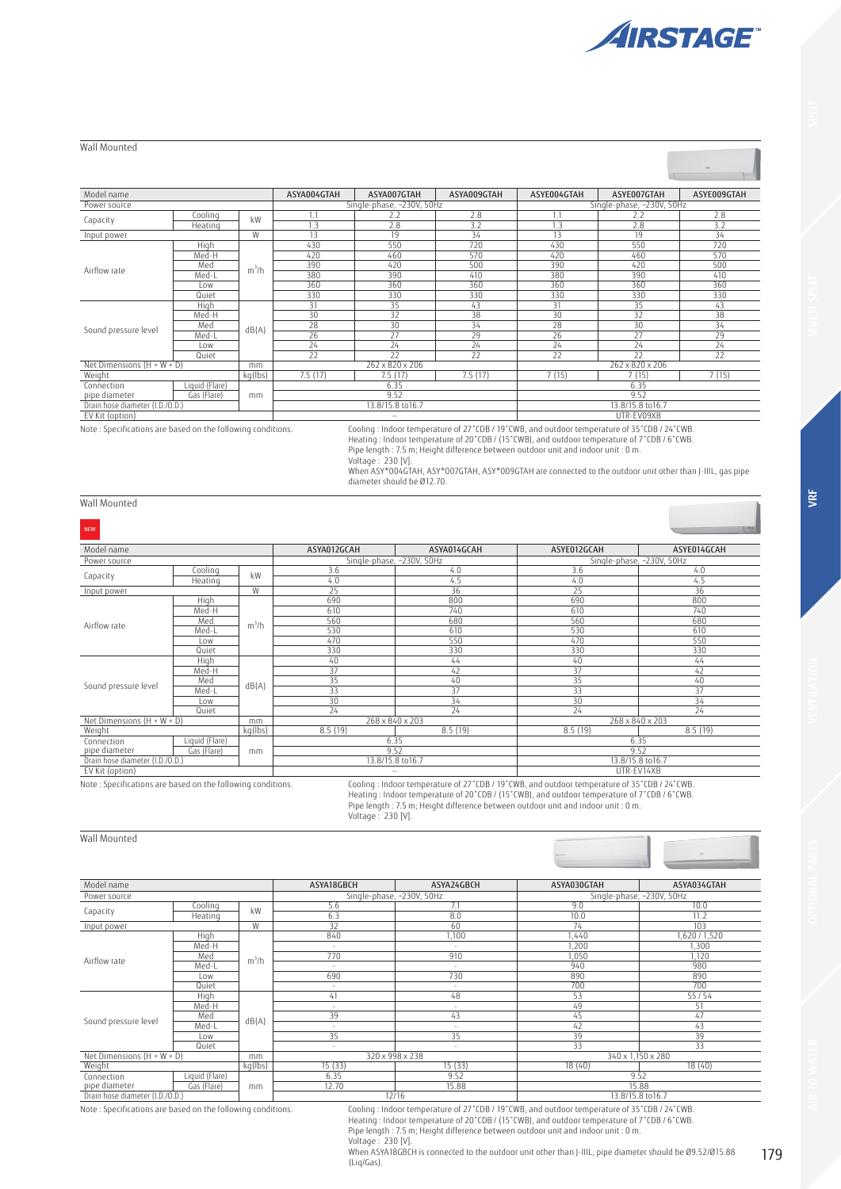## Wall Mounted

| Model name | | | ASYA004GTAH | ASYA007GTAH | ASYA009GTAH | ASYE004GTAH | ASYE007GTAH | ASYE009GTAH |
|---|---|---|---|---|---|---|---|---|
| Power source | | | Single-phase, ~230V, 50Hz | | | Single-phase, ~230V, 50Hz | | |
| Capacity | Cooling | kW | 1.1 | 2.2 | 2.8 | 1.1 | 2.2 | 2.8 |
| | Heating | | 1.3 | 2.8 | 3.2 | 1.3 | 2.8 | 3.2 |
| Input power | | W | 13 | 19 | 34 | 13 | 19 | 34 |
| Airflow rate | High | m³/h | 430 | 550 | 720 | 430 | 550 | 720 |
| | Med-H | | 420 | 460 | 570 | 420 | 460 | 570 |
| | Med | | 390 | 420 | 500 | 390 | 420 | 500 |
| | Med-L | | 380 | 390 | 410 | 380 | 390 | 410 |
| | Low | | 360 | 360 | 360 | 360 | 360 | 360 |
| | Quiet | | 330 | 330 | 330 | 330 | 330 | 330 |
| Sound pressure level | High | dB(A) | 31 | 35 | 43 | 31 | 35 | 43 |
| | Med-H | | 30 | 32 | 38 | 30 | 32 | 38 |
| | Med | | 28 | 30 | 34 | 28 | 30 | 34 |
| | Med-L | | 26 | 27 | 29 | 26 | 27 | 29 |
| | Low | | 24 | 24 | 24 | 24 | 24 | 24 |
| | Quiet | | 22 | 22 | 22 | 22 | 22 | 22 |
| Net Dimensions (H × W × D) | | mm | 262 x 820 x 206 | | | 262 x 820 x 206 | | |
| Weight | | kg(lbs) | 7.5 (17) | 7.5 (17) | 7.5 (17) | 7 (15) | 7 (15) | 7 (15) |
| Connection pipe diameter | Liquid (Flare) | mm | 6.35 | | | 6.35 | | |
| | Gas (Flare) | | 9.52 | | | 9.52 | | |
| Drain hose diameter (I.D./O.D.) | | | 13.8/15.8 to16.7 | | | 13.8/15.8 to16.7 | | |
| EV Kit (option) | | | — | | | UTR-EV09XB | | |

Note : Specifications are based on the following conditions.

Cooling : Indoor temperature of 27°CDB / 19°CWB, and outdoor temperature of 35°CDB / 24°CWB.
Heating : Indoor temperature of 20°CDB / (15°CWB), and outdoor temperature of 7°CDB / 6°CWB.
Pipe length : 7.5 m; Height difference between outdoor unit and indoor unit : 0 m.
Voltage : 230 [V].
When ASY*004GTAH, ASY*007GTAH, ASY*009GTAH are connected to the outdoor unit other than J-IIIL, gas pipe diameter should be Ø12.70.

## Wall Mounted

NEW

| Model name | | | ASYA012GCAH | ASYA014GCAH | ASYE012GCAH | ASYE014GCAH |
|---|---|---|---|---|---|---|
| Power source | | | Single-phase, ~230V, 50Hz | | Single-phase, ~230V, 50Hz | |
| Capacity | Cooling | kW | 3.6 | 4.0 | 3.6 | 4.0 |
| | Heating | | 4.0 | 4.5 | 4.0 | 4.5 |
| Input power | | W | 25 | 36 | 25 | 36 |
| Airflow rate | High | m³/h | 690 | 800 | 690 | 800 |
| | Med-H | | 610 | 740 | 610 | 740 |
| | Med | | 560 | 680 | 560 | 680 |
| | Med-L | | 530 | 610 | 530 | 610 |
| | Low | | 470 | 550 | 470 | 550 |
| | Quiet | | 330 | 330 | 330 | 330 |
| Sound pressure level | High | dB(A) | 40 | 44 | 40 | 44 |
| | Med-H | | 37 | 42 | 37 | 42 |
| | Med | | 35 | 40 | 35 | 40 |
| | Med-L | | 33 | 37 | 33 | 37 |
| | Low | | 30 | 34 | 30 | 34 |
| | Quiet | | 24 | 24 | 24 | 24 |
| Net Dimensions (H × W × D) | | mm | 268 x 840 x 203 | | 268 x 840 x 203 | |
| Weight | | kg(lbs) | 8.5 (19) | 8.5 (19) | 8.5 (19) | 8.5 (19) |
| Connection pipe diameter | Liquid (Flare) | mm | 6.35 | | 6.35 | |
| | Gas (Flare) | | 9.52 | | 9.52 | |
| Drain hose diameter (I.D./O.D.) | | | 13.8/15.8 to16.7 | | 13.8/15.8 to16.7 | |
| EV Kit (option) | | | — | | UTR-EV14XB | |

Note : Specifications are based on the following conditions.

Cooling : Indoor temperature of 27°CDB / 19°CWB, and outdoor temperature of 35°CDB / 24°CWB.
Heating : Indoor temperature of 20°CDB / (15°CWB), and outdoor temperature of 7°CDB / 6°CWB.
Pipe length : 7.5 m; Height difference between outdoor unit and indoor unit : 0 m.
Voltage : 230 [V].

## Wall Mounted

| Model name | | | ASYA18GBCH | ASYA24GBCH | ASYA030GTAH | ASYA034GTAH |
|---|---|---|---|---|---|---|
| Power source | | | Single-phase, ~230V, 50Hz | | Single-phase, ~230V, 50Hz | |
| Capacity | Cooling | kW | 5.6 | 7.1 | 9.0 | 10.0 |
| | Heating | | 6.3 | 8.0 | 10.0 | 11.2 |
| Input power | | W | 32 | 60 | 74 | 103 |
| Airflow rate | High | m³/h | 840 | 1,100 | 1,440 | 1,620 / 1,520 |
| | Med-H | | - | - | 1,200 | 1,300 |
| | Med | | 770 | 910 | 1,050 | 1,120 |
| | Med-L | | - | - | 940 | 980 |
| | Low | | 690 | 730 | 890 | 890 |
| | Quiet | | - | - | 700 | 700 |
| Sound pressure level | High | dB(A) | 41 | 48 | 53 | 55 / 54 |
| | Med-H | | - | - | 49 | 51 |
| | Med | | 39 | 43 | 45 | 47 |
| | Med-L | | - | - | 42 | 43 |
| | Low | | 35 | 35 | 39 | 39 |
| | Quiet | | - | - | 33 | 33 |
| Net Dimensions (H × W × D) | | mm | 320 x 998 x 238 | | 340 x 1,150 x 280 | |
| Weight | | kg(lbs) | 15 (33) | 15 (33) | 18 (40) | 18 (40) |
| Connection pipe diameter | Liquid (Flare) | mm | 6.35 | 9.52 | 9.52 | |
| | Gas (Flare) | | 12.70 | 15.88 | 15.88 | |
| Drain hose diameter (I.D./O.D.) | | | 12/16 | | 13.8/15.8 to16.7 | |

Note : Specifications are based on the following conditions.

Cooling : Indoor temperature of 27°CDB / 19°CWB, and outdoor temperature of 35°CDB / 24°CWB.
Heating : Indoor temperature of 20°CDB / (15°CWB), and outdoor temperature of 7°CDB / 6°CWB.
Pipe length : 7.5 m; Height difference between outdoor unit and indoor unit : 0 m.
Voltage : 230 [V].
When ASYA18GBCH is connected to the outdoor unit other than J-IIIL, pipe diameter should be Ø9.52/Ø15.88 (Liq/Gas).